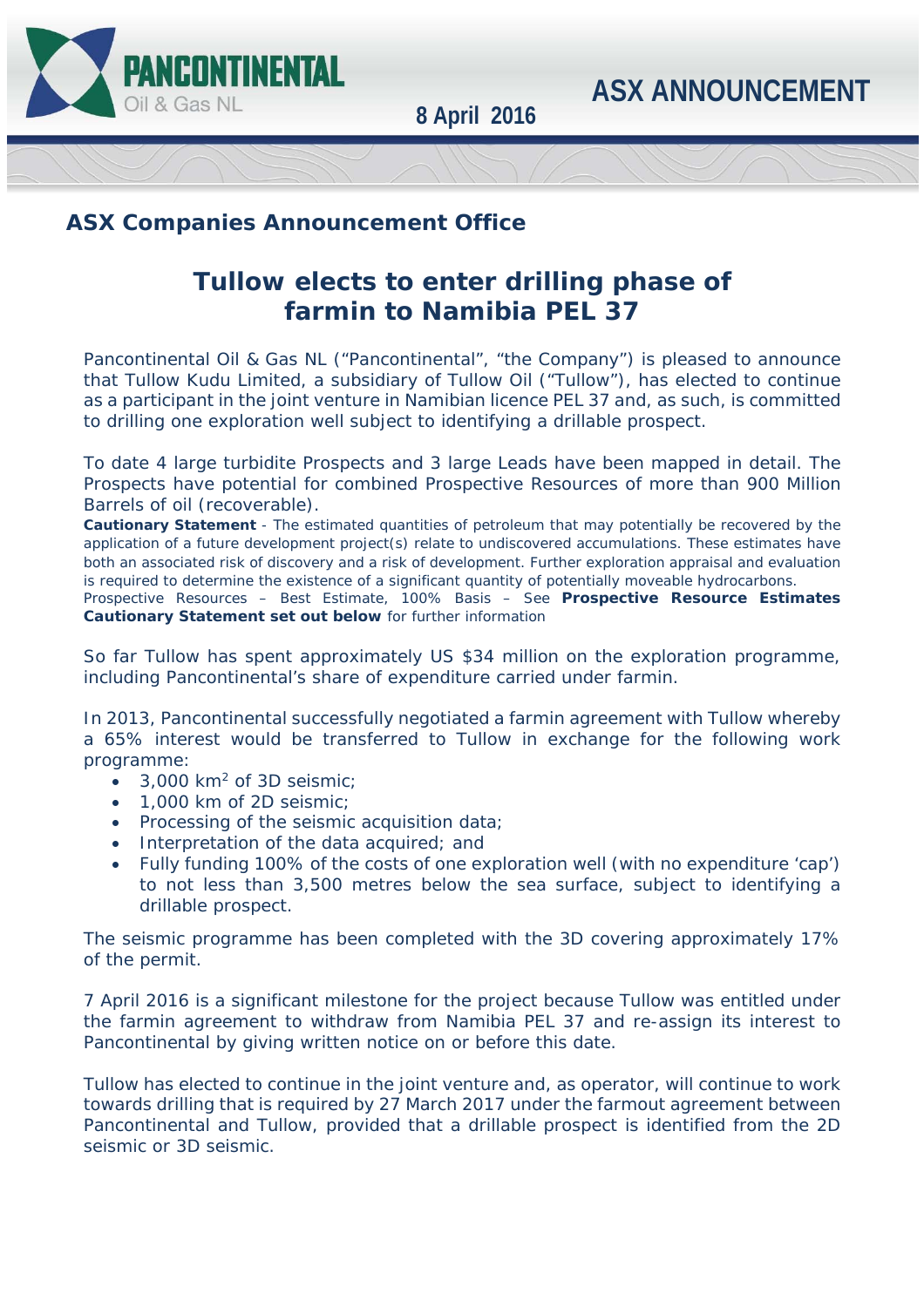PANCONTINENTAL Oil & Gas NL

8 April 2016

ASX ANNOUNCEMENT

**ASX Companies Announcement Office**

# Tullow elects to enter drilling phase of farmin to Namibia PEL 37

Pancontinental Oil & Gas NL ("Pancontinental", "the Company") is pleased to announce that Tullow Kudu Limited, a subsidiary of Tullow Oil ("Tullow"), has elected to continue as a participant in the joint venture in Namibian licence PEL 37 and, as such, is committed to drilling one exploration well subject to identifying a drillable prospect.

To date 4 large turbidite Prospects and 3 large Leads have been mapped in detail. The Prospects have potential for combined Prospective Resources of more than 900 Million Barrels of oil (recoverable).

**Cautionary Statement** - The estimated quantities of petroleum that may potentially be recovered by the application of a future development project(s) relate to undiscovered accumulations. These estimates have both an associated risk of discovery and a risk of development. Further exploration appraisal and evaluation is required to determine the existence of a significant quantity of potentially moveable hydrocarbons.
Prospective Resources – Best Estimate, 100% Basis – See **Prospective Resource Estimates Cautionary Statement set out below** for further information

So far Tullow has spent approximately US $34 million on the exploration programme, including Pancontinental's share of expenditure carried under farmin.

In 2013, Pancontinental successfully negotiated a farmin agreement with Tullow whereby a 65% interest would be transferred to Tullow in exchange for the following work programme:

- 3,000 km$^2$ of 3D seismic;
- 1,000 km of 2D seismic;
- Processing of the seismic acquisition data;
- Interpretation of the data acquired; and
- Fully funding 100% of the costs of one exploration well (with no expenditure 'cap') to not less than 3,500 metres below the sea surface, subject to identifying a drillable prospect.

The seismic programme has been completed with the 3D covering approximately 17% of the permit.

7 April 2016 is a significant milestone for the project because Tullow was entitled under the farmin agreement to withdraw from Namibia PEL 37 and re-assign its interest to Pancontinental by giving written notice on or before this date.

Tullow has elected to continue in the joint venture and, as operator, will continue to work towards drilling that is required by 27 March 2017 under the farmout agreement between Pancontinental and Tullow, provided that a drillable prospect is identified from the 2D seismic or 3D seismic.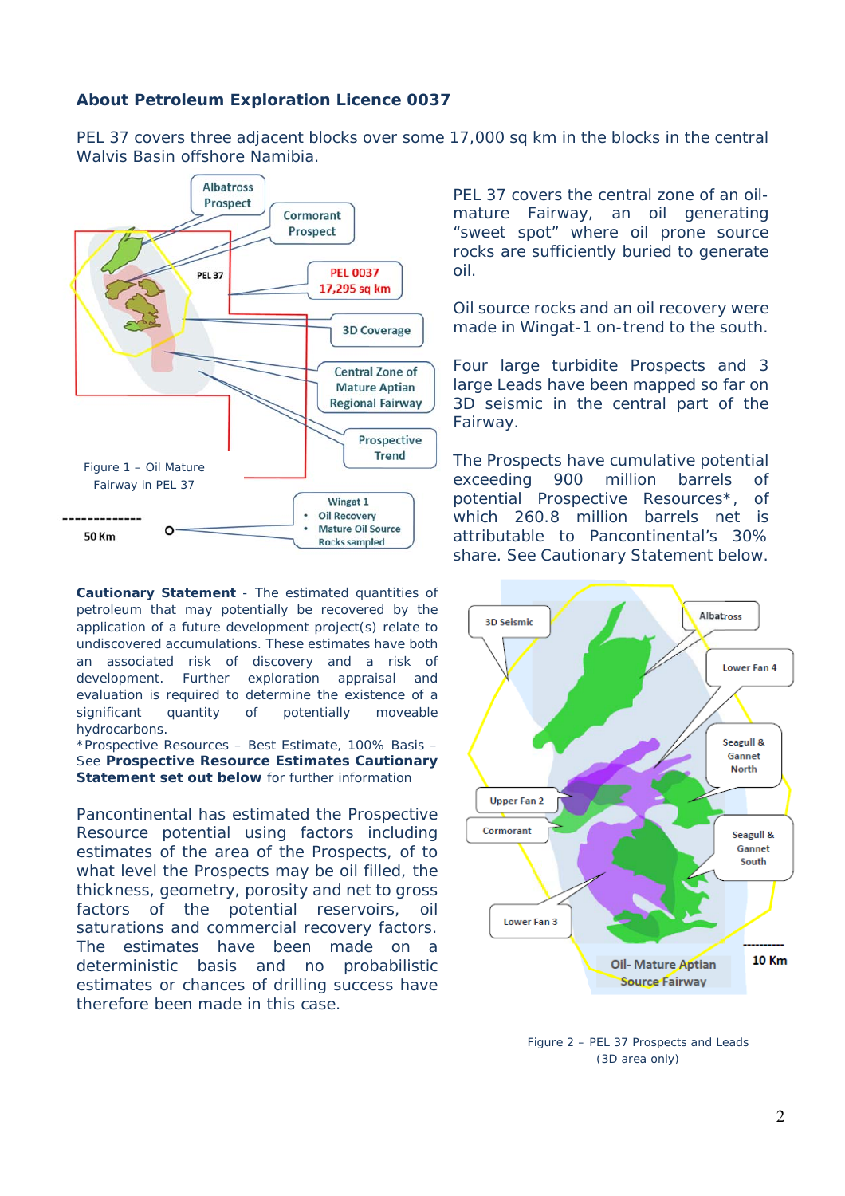## About Petroleum Exploration Licence 0037

PEL 37 covers three adjacent blocks over some 17,000 sq km in the blocks in the central Walvis Basin offshore Namibia.

Figure 1 – Oil Mature Fairway in PEL 37

PEL 37 covers the central zone of an oil-mature Fairway, an oil generating "sweet spot" where oil prone source rocks are sufficiently buried to generate oil.

Oil source rocks and an oil recovery were made in Wingat-1 on-trend to the south.

Four large turbidite Prospects and 3 large Leads have been mapped so far on 3D seismic in the central part of the Fairway.

The Prospects have cumulative potential exceeding 900 million barrels of potential Prospective Resources*, of which 260.8 million barrels net is attributable to Pancontinental's 30% share. See Cautionary Statement below.

**Cautionary Statement** - The estimated quantities of petroleum that may potentially be recovered by the application of a future development project(s) relate to undiscovered accumulations. These estimates have both an associated risk of discovery and a risk of development. Further exploration appraisal and evaluation is required to determine the existence of a significant quantity of potentially moveable hydrocarbons.

*Prospective Resources – Best Estimate, 100% Basis – See **Prospective Resource Estimates Cautionary Statement set out below** for further information

Pancontinental has estimated the Prospective Resource potential using factors including estimates of the area of the Prospects, of to what level the Prospects may be oil filled, the thickness, geometry, porosity and net to gross factors of the potential reservoirs, oil saturations and commercial recovery factors. The estimates have been made on a deterministic basis and no probabilistic estimates or chances of drilling success have therefore been made in this case.

Figure 2 – PEL 37 Prospects and Leads (3D area only)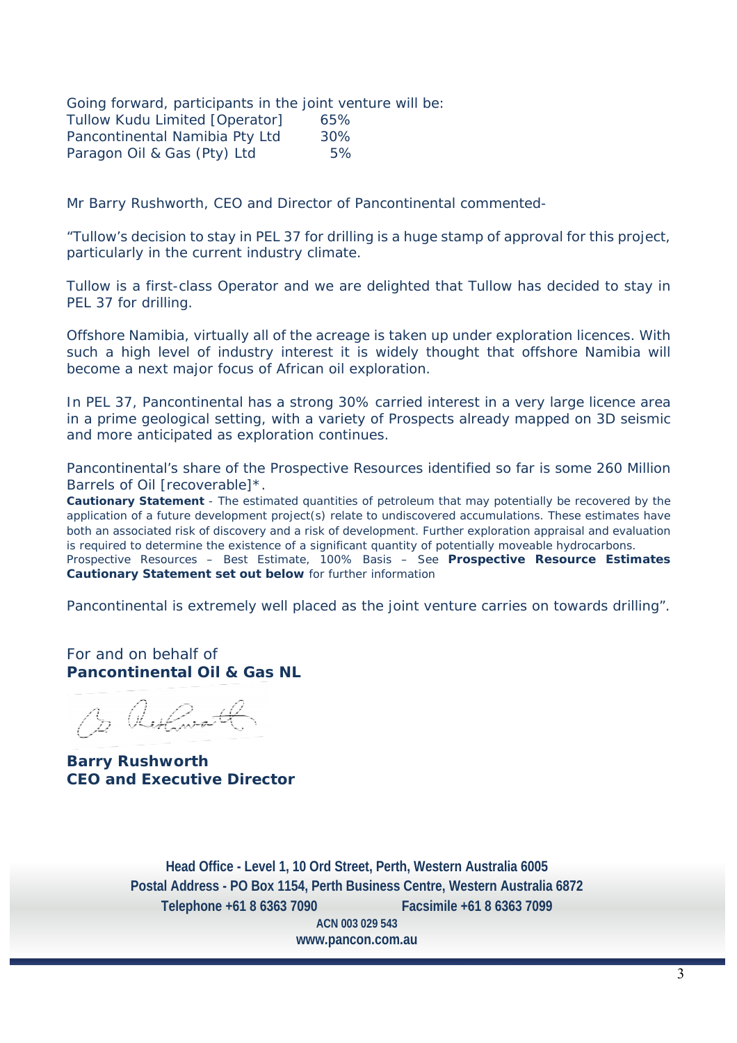Going forward, participants in the joint venture will be:

| | |
|---|---|
| Tullow Kudu Limited [Operator] | 65% |
| Pancontinental Namibia Pty Ltd | 30% |
| Paragon Oil & Gas (Pty) Ltd | 5% |

Mr Barry Rushworth, CEO and Director of Pancontinental commented-

"Tullow's decision to stay in PEL 37 for drilling is a huge stamp of approval for this project, particularly in the current industry climate.

Tullow is a first-class Operator and we are delighted that Tullow has decided to stay in PEL 37 for drilling.

Offshore Namibia, virtually all of the acreage is taken up under exploration licences. With such a high level of industry interest it is widely thought that offshore Namibia will become a next major focus of African oil exploration.

In PEL 37, Pancontinental has a strong 30% carried interest in a very large licence area in a prime geological setting, with a variety of Prospects already mapped on 3D seismic and more anticipated as exploration continues.

Pancontinental's share of the Prospective Resources identified so far is some 260 Million Barrels of Oil [recoverable]*.

**Cautionary Statement** - The estimated quantities of petroleum that may potentially be recovered by the application of a future development project(s) relate to undiscovered accumulations. These estimates have both an associated risk of discovery and a risk of development. Further exploration appraisal and evaluation is required to determine the existence of a significant quantity of potentially moveable hydrocarbons.
Prospective Resources – Best Estimate, 100% Basis – See **Prospective Resource Estimates Cautionary Statement set out below** for further information

Pancontinental is extremely well placed as the joint venture carries on towards drilling".

For and on behalf of
**Pancontinental Oil & Gas NL**

**Barry Rushworth**
**CEO and Executive Director**

**Head Office - Level 1, 10 Ord Street, Perth, Western Australia 6005**
**Postal Address - PO Box 1154, Perth Business Centre, Western Australia 6872**
**Telephone +61 8 6363 7090 Facsimile +61 8 6363 7099**
**ACN 003 029 543**
**www.pancon.com.au**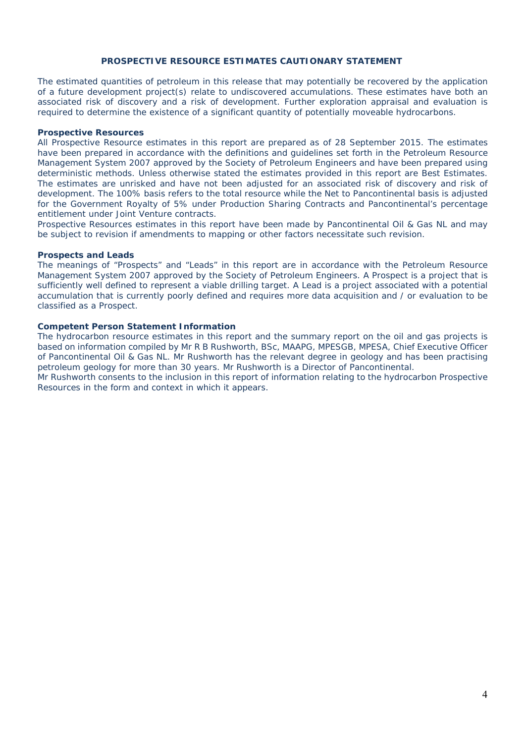## PROSPECTIVE RESOURCE ESTIMATES CAUTIONARY STATEMENT

The estimated quantities of petroleum in this release that may potentially be recovered by the application of a future development project(s) relate to undiscovered accumulations. These estimates have both an associated risk of discovery and a risk of development. Further exploration appraisal and evaluation is required to determine the existence of a significant quantity of potentially moveable hydrocarbons.

### Prospective Resources

All Prospective Resource estimates in this report are prepared as of 28 September 2015. The estimates have been prepared in accordance with the definitions and guidelines set forth in the Petroleum Resource Management System 2007 approved by the Society of Petroleum Engineers and have been prepared using deterministic methods. Unless otherwise stated the estimates provided in this report are Best Estimates. The estimates are unrisked and have not been adjusted for an associated risk of discovery and risk of development. The 100% basis refers to the total resource while the Net to Pancontinental basis is adjusted for the Government Royalty of 5% under Production Sharing Contracts and Pancontinental's percentage entitlement under Joint Venture contracts.

Prospective Resources estimates in this report have been made by Pancontinental Oil & Gas NL and may be subject to revision if amendments to mapping or other factors necessitate such revision.

### Prospects and Leads

The meanings of "Prospects" and "Leads" in this report are in accordance with the Petroleum Resource Management System 2007 approved by the Society of Petroleum Engineers. A Prospect is a project that is sufficiently well defined to represent a viable drilling target. A Lead is a project associated with a potential accumulation that is currently poorly defined and requires more data acquisition and / or evaluation to be classified as a Prospect.

### Competent Person Statement Information

The hydrocarbon resource estimates in this report and the summary report on the oil and gas projects is based on information compiled by Mr R B Rushworth, BSc, MAAPG, MPESGB, MPESA, Chief Executive Officer of Pancontinental Oil & Gas NL. Mr Rushworth has the relevant degree in geology and has been practising petroleum geology for more than 30 years. Mr Rushworth is a Director of Pancontinental.

Mr Rushworth consents to the inclusion in this report of information relating to the hydrocarbon Prospective Resources in the form and context in which it appears.